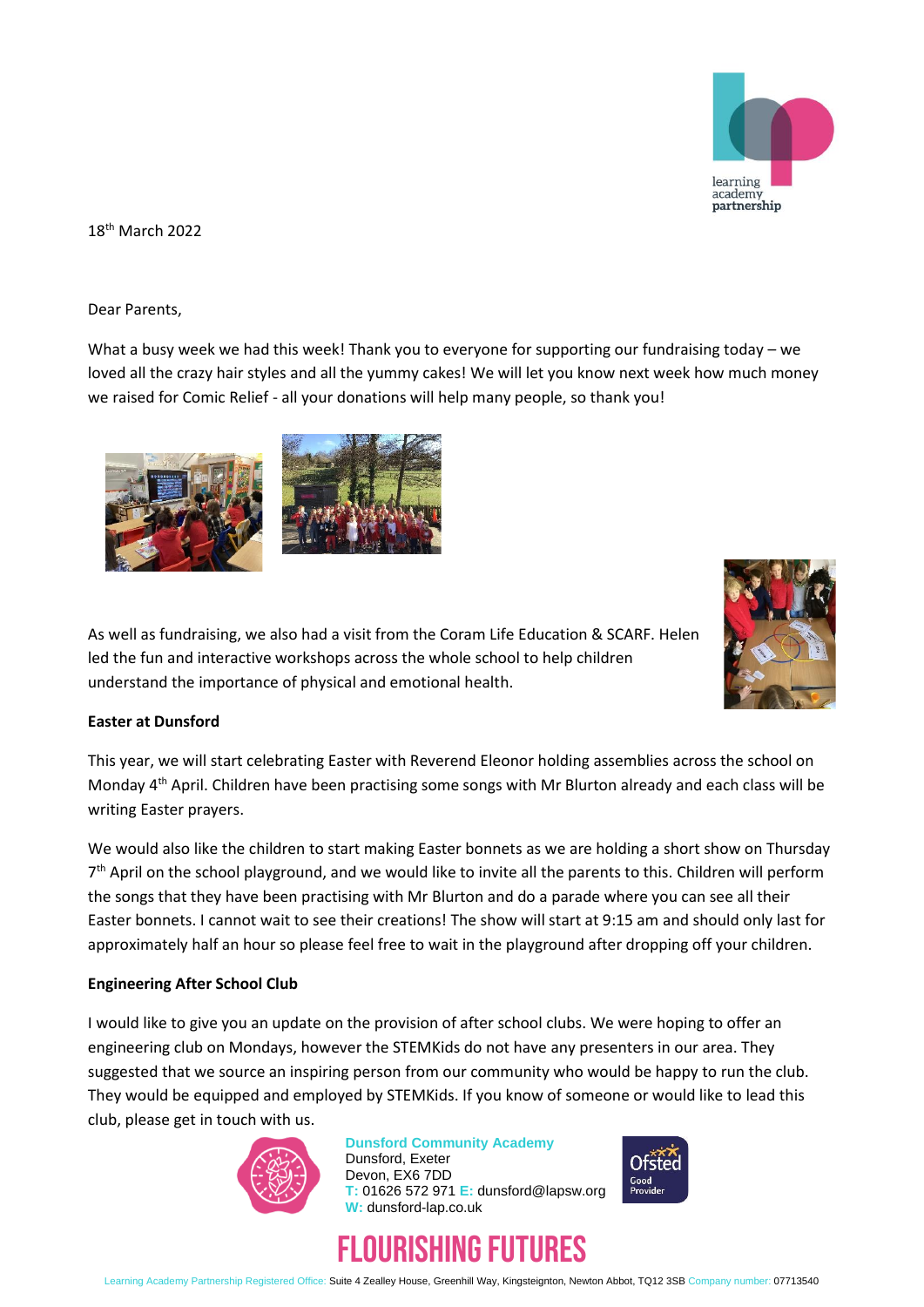18th March 2022

Dear Parents,

What a busy week we had this week! Thank you to everyone for supporting our fundraising today – we loved all the crazy hair styles and all the yummy cakes! We will let you know next week how much money we raised for Comic Relief - all your donations will help many people, so thank you!

As well as fundraising, we also had a visit from the Coram Life Education & SCARF. Helen led the fun and interactive workshops across the whole school to help children understand the importance of physical and emotional health.

**Easter at Dunsford**

This year, we will start celebrating Easter with Reverend Eleonor holding assemblies across the school on Monday 4th April. Children have been practising some songs with Mr Blurton already and each class will be writing Easter prayers.

We would also like the children to start making Easter bonnets as we are holding a short show on Thursday 7th April on the school playground, and we would like to invite all the parents to this. Children will perform the songs that they have been practising with Mr Blurton and do a parade where you can see all their Easter bonnets. I cannot wait to see their creations! The show will start at 9:15 am and should only last for approximately half an hour so please feel free to wait in the playground after dropping off your children.

**Engineering After School Club**

I would like to give you an update on the provision of after school clubs. We were hoping to offer an engineering club on Mondays, however the STEMKids do not have any presenters in our area. They suggested that we source an inspiring person from our community who would be happy to run the club. They would be equipped and employed by STEMKids. If you know of someone or would like to lead this club, please get in touch with us.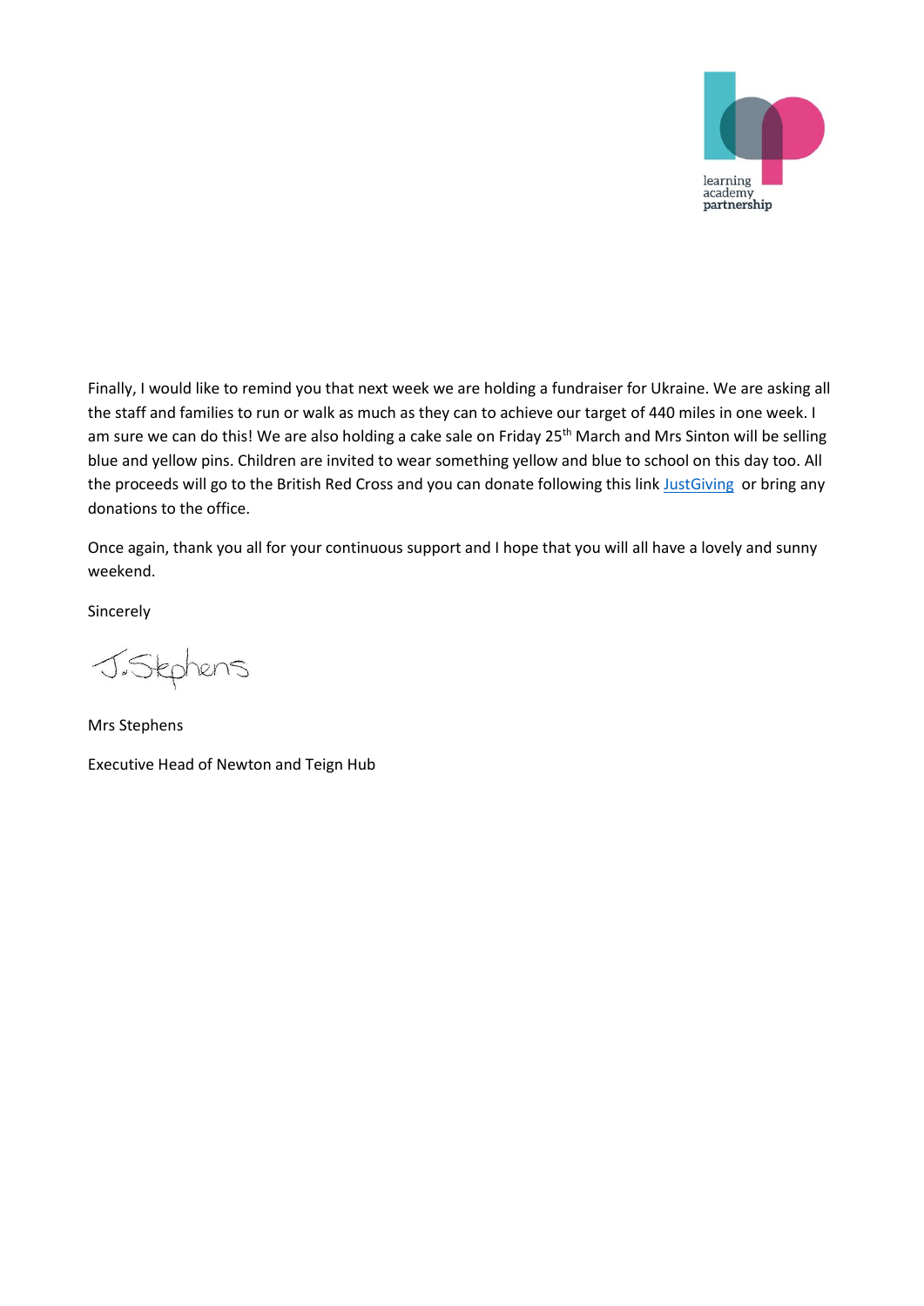Finally, I would like to remind you that next week we are holding a fundraiser for Ukraine. We are asking all the staff and families to run or walk as much as they can to achieve our target of 440 miles in one week. I am sure we can do this! We are also holding a cake sale on Friday 25th March and Mrs Sinton will be selling blue and yellow pins. Children are invited to wear something yellow and blue to school on this day too. All the proceeds will go to the British Red Cross and you can donate following this link JustGiving or bring any donations to the office.

Once again, thank you all for your continuous support and I hope that you will all have a lovely and sunny weekend.

Sincerely

J.Stephens

Mrs Stephens

Executive Head of Newton and Teign Hub